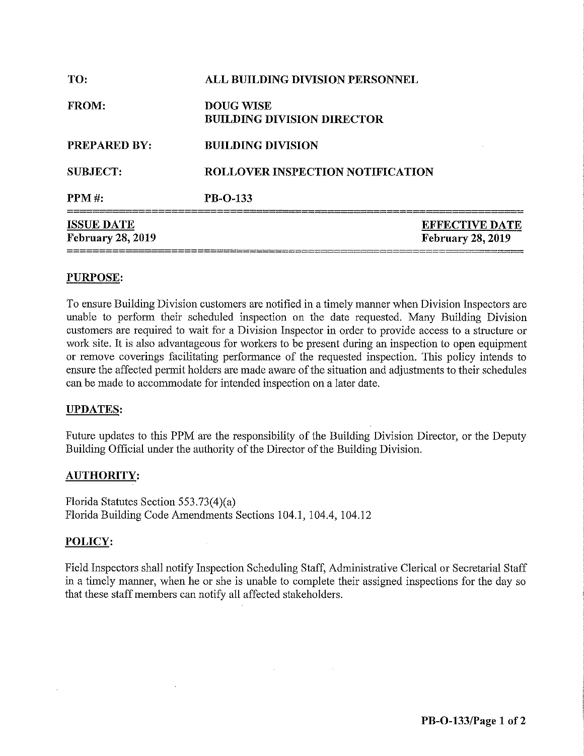| | |
|---|---|
| **TO:** | **ALL BUILDING DIVISION PERSONNEL** |
| **FROM:** | **DOUG WISE**<br>**BUILDING DIVISION DIRECTOR** |
| **PREPARED BY:** | **BUILDING DIVISION** |
| **SUBJECT:** | **ROLLOVER INSPECTION NOTIFICATION** |
| **PPM #:** | **PB-O-133** |

| **ISSUE DATE** | **EFFECTIVE DATE** |
|---|---|
| **February 28, 2019** | **February 28, 2019** |

## PURPOSE:

To ensure Building Division customers are notified in a timely manner when Division Inspectors are unable to perform their scheduled inspection on the date requested. Many Building Division customers are required to wait for a Division Inspector in order to provide access to a structure or work site. It is also advantageous for workers to be present during an inspection to open equipment or remove coverings facilitating performance of the requested inspection. This policy intends to ensure the affected permit holders are made aware of the situation and adjustments to their schedules can be made to accommodate for intended inspection on a later date.

## UPDATES:

Future updates to this PPM are the responsibility of the Building Division Director, or the Deputy Building Official under the authority of the Director of the Building Division.

## AUTHORITY:

Florida Statutes Section 553.73(4)(a)
Florida Building Code Amendments Sections 104.1, 104.4, 104.12

## POLICY:

Field Inspectors shall notify Inspection Scheduling Staff, Administrative Clerical or Secretarial Staff in a timely manner, when he or she is unable to complete their assigned inspections for the day so that these staff members can notify all affected stakeholders.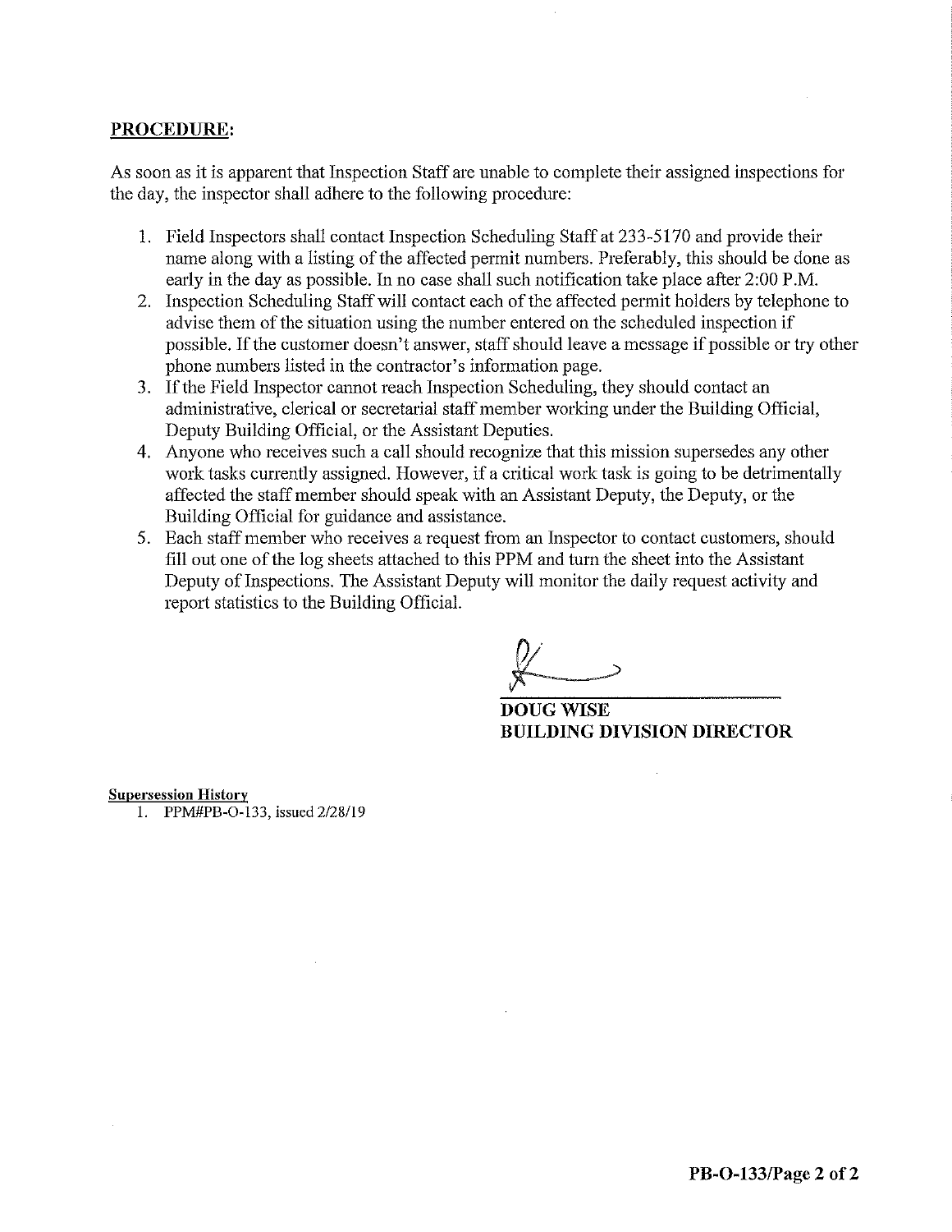## PROCEDURE:

As soon as it is apparent that Inspection Staff are unable to complete their assigned inspections for the day, the inspector shall adhere to the following procedure:

1. Field Inspectors shall contact Inspection Scheduling Staff at 233-5170 and provide their name along with a listing of the affected permit numbers. Preferably, this should be done as early in the day as possible. In no case shall such notification take place after 2:00 P.M.
2. Inspection Scheduling Staff will contact each of the affected permit holders by telephone to advise them of the situation using the number entered on the scheduled inspection if possible. If the customer doesn't answer, staff should leave a message if possible or try other phone numbers listed in the contractor's information page.
3. If the Field Inspector cannot reach Inspection Scheduling, they should contact an administrative, clerical or secretarial staff member working under the Building Official, Deputy Building Official, or the Assistant Deputies.
4. Anyone who receives such a call should recognize that this mission supersedes any other work tasks currently assigned. However, if a critical work task is going to be detrimentally affected the staff member should speak with an Assistant Deputy, the Deputy, or the Building Official for guidance and assistance.
5. Each staff member who receives a request from an Inspector to contact customers, should fill out one of the log sheets attached to this PPM and turn the sheet into the Assistant Deputy of Inspections. The Assistant Deputy will monitor the daily request activity and report statistics to the Building Official.

**DOUG WISE**
**BUILDING DIVISION DIRECTOR**

**Supersession History**

1. PPM#PB-O-133, issued 2/28/19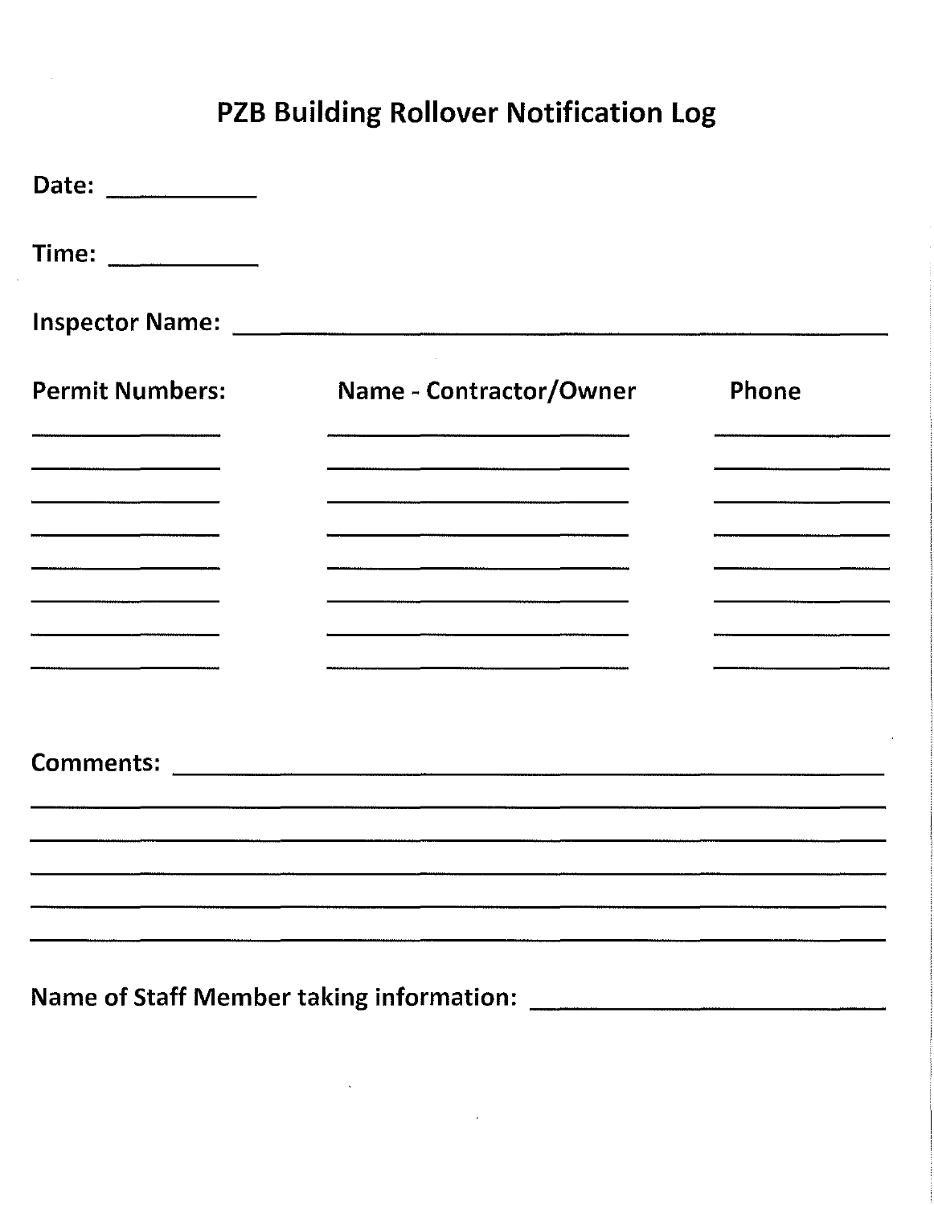# PZB Building Rollover Notification Log

Date: ___________

Time: ___________

Inspector Name: ______________________________________________

| Permit Numbers: | Name - Contractor/Owner | Phone |
| --- | --- | --- |
| | | |
| | | |
| | | |
| | | |
| | | |
| | | |
| | | |
| | | |

Comments: _____________________________________________________

_______________________________________________________________

_______________________________________________________________

_______________________________________________________________

_______________________________________________________________

_______________________________________________________________

Name of Staff Member taking information: _________________________